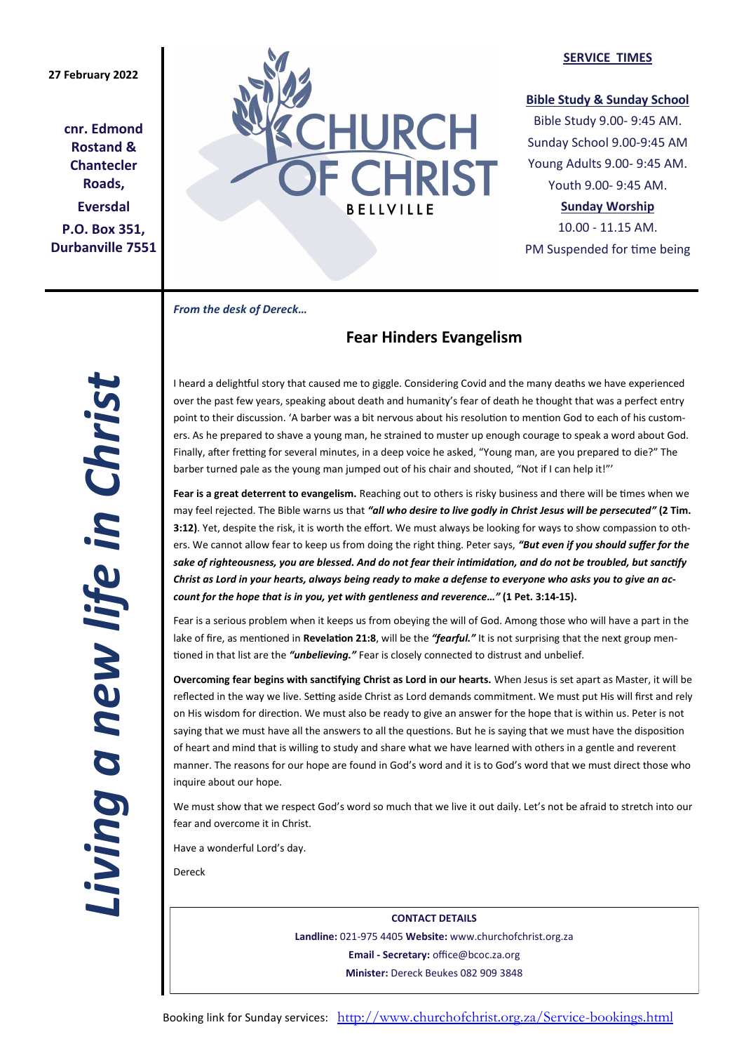27 February 2022

**cnr. Edmond Rostand & Chantecler Roads,**

**Eversdal**

**P.O. Box 351, Durbanville 7551**

# CHURCH OF CHRIST BELLVILLE

**SERVICE TIMES**

**Bible Study & Sunday School**

Bible Study 9.00- 9:45 AM.
Sunday School 9.00-9:45 AM
Young Adults 9.00- 9:45 AM.
Youth 9.00- 9:45 AM.

**Sunday Worship**

10.00 - 11.15 AM.
PM Suspended for time being

***Living a new life in Christ***

*From the desk of Dereck…*

## Fear Hinders Evangelism

I heard a delightful story that caused me to giggle. Considering Covid and the many deaths we have experienced over the past few years, speaking about death and humanity's fear of death he thought that was a perfect entry point to their discussion. 'A barber was a bit nervous about his resolution to mention God to each of his customers. As he prepared to shave a young man, he strained to muster up enough courage to speak a word about God. Finally, after fretting for several minutes, in a deep voice he asked, "Young man, are you prepared to die?" The barber turned pale as the young man jumped out of his chair and shouted, "Not if I can help it!"'

**Fear is a great deterrent to evangelism.** Reaching out to others is risky business and there will be times when we may feel rejected. The Bible warns us that ***"all who desire to live godly in Christ Jesus will be persecuted"*** **(2 Tim. 3:12)**. Yet, despite the risk, it is worth the effort. We must always be looking for ways to show compassion to others. We cannot allow fear to keep us from doing the right thing. Peter says, ***"But even if you should suffer for the sake of righteousness, you are blessed. And do not fear their intimidation, and do not be troubled, but sanctify Christ as Lord in your hearts, always being ready to make a defense to everyone who asks you to give an account for the hope that is in you, yet with gentleness and reverence…"*** **(1 Pet. 3:14-15).**

Fear is a serious problem when it keeps us from obeying the will of God. Among those who will have a part in the lake of fire, as mentioned in **Revelation 21:8**, will be the ***"fearful."*** It is not surprising that the next group mentioned in that list are the ***"unbelieving."*** Fear is closely connected to distrust and unbelief.

**Overcoming fear begins with sanctifying Christ as Lord in our hearts.** When Jesus is set apart as Master, it will be reflected in the way we live. Setting aside Christ as Lord demands commitment. We must put His will first and rely on His wisdom for direction. We must also be ready to give an answer for the hope that is within us. Peter is not saying that we must have all the answers to all the questions. But he is saying that we must have the disposition of heart and mind that is willing to study and share what we have learned with others in a gentle and reverent manner. The reasons for our hope are found in God's word and it is to God's word that we must direct those who inquire about our hope.

We must show that we respect God's word so much that we live it out daily. Let's not be afraid to stretch into our fear and overcome it in Christ.

Have a wonderful Lord's day.

Dereck

**CONTACT DETAILS**

**Landline:** 021-975 4405 **Website:** www.churchofchrist.org.za

**Email - Secretary:** office@bcoc.za.org

**Minister:** Dereck Beukes 082 909 3848

Booking link for Sunday services: http://www.churchofchrist.org.za/Service-bookings.html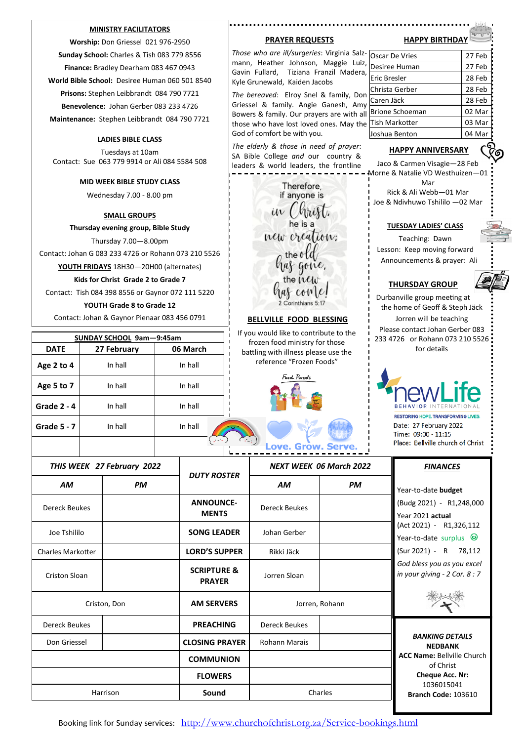## MINISTRY FACILITATORS

**Worship:** Don Griessel 021 976-2950

**Sunday School:** Charles & Tish 083 779 8556

**Finance:** Bradley Dearham 083 467 0943

**World Bible School:** Desiree Human 060 501 8540

**Prisons:** Stephen Leibbrandt 084 790 7721

**Benevolence:** Johan Gerber 083 233 4726

**Maintenance:** Stephen Leibbrandt 084 790 7721

## LADIES BIBLE CLASS

Tuesdays at 10am

Contact: Sue 063 779 9914 or Ali 084 5584 508

## MID WEEK BIBLE STUDY CLASS

Wednesday 7.00 - 8.00 pm

## SMALL GROUPS

**Thursday evening group, Bible Study**

Thursday 7.00—8.00pm

Contact: Johan G 083 233 4726 or Rohann 073 210 5526

**YOUTH FRIDAYS** 18H30—20H00 (alternates)

**Kids for Christ Grade 2 to Grade 7**

Contact: Tish 084 398 8556 or Gaynor 072 111 5220

**YOUTH Grade 8 to Grade 12**

Contact: Johan & Gaynor Pienaar 083 456 0791

| SUNDAY SCHOOL 9am—9:45am | | |
|---|---|---|
| **DATE** | **27 February** | **06 March** |
| **Age 2 to 4** | In hall | In hall |
| **Age 5 to 7** | In hall | In hall |
| **Grade 2 - 4** | In hall | In hall |
| **Grade 5 - 7** | In hall | In hall |
| | | |

## PRAYER REQUESTS

*Those who are ill/surgeries*: Virginia Salzmann, Heather Johnson, Maggie Luiz, Gavin Fullard, Tiziana Franzil Madera, Kyle Grunewald, Kaiden Jacobs

*The bereaved*: Elroy Snel & family, Don Griessel & family. Angie Ganesh, Amy Bowers & family. Our prayers are with all those who have lost loved ones. May the God of comfort be with you.

*The elderly & those in need of prayer*: SA Bible College *and* our country & leaders & world leaders, the frontline

Therefore, if anyone is in Christ, he is a new creation; the old has gone, the new has come!
2 Corinthians 5:17

## BELLVILLE FOOD BLESSING

If you would like to contribute to the frozen food ministry for those battling with illness please use the reference "Frozen Foods"

Food Parcels

Love. Grow. Serve.

## HAPPY BIRTHDAY

| | |
|---|---|
| Oscar De Vries | 27 Feb |
| Desiree Human | 27 Feb |
| Eric Bresler | 28 Feb |
| Christa Gerber | 28 Feb |
| Caren Jäck | 28 Feb |
| Brione Schoeman | 02 Mar |
| Tish Markotter | 03 Mar |
| Joshua Benton | 04 Mar |

## HAPPY ANNIVERSARY

Jaco & Carmen Visagie—28 Feb

Morne & Natalie VD Westhuizen—01 Mar

Rick & Ali Webb—01 Mar

Joe & Ndivhuwo Tshilito —02 Mar

## TUESDAY LADIES' CLASS

Teaching: Dawn

Lesson: Keep moving forward

Announcements & prayer: Ali

## THURSDAY GROUP

Durbanville group meeting at the home of Geoff & Steph Jäck

Jorren will be teaching

Please contact Johan Gerber 083 233 4726 or Rohann 073 210 5526 for details

newLife BEHAVIOR INTERNATIONAL

RESTORING HOPE. TRANSFORMING LIVES.

Date: 27 February 2022

Time: 09:00 - 11:15

Place: Bellville church of Christ

| THIS WEEK 27 February 2022 | | DUTY ROSTER | NEXT WEEK 06 March 2022 | |
|---|---|---|---|---|
| **AM** | **PM** | | **AM** | **PM** |
| Dereck Beukes | | **ANNOUNCEMENTS** | Dereck Beukes | |
| Joe Tshilillo | | **SONG LEADER** | Johan Gerber | |
| Charles Markotter | | **LORD'S SUPPER** | Rikki Jäck | |
| Criston Sloan | | **SCRIPTURE & PRAYER** | Jorren Sloan | |
| Criston, Don | | **AM SERVERS** | Jorren, Rohann | |
| Dereck Beukes | | **PREACHING** | Dereck Beukes | |
| Don Griessel | | **CLOSING PRAYER** | Rohann Marais | |
| | | **COMMUNION** | | |
| | | **FLOWERS** | | |
| Harrison | | **Sound** | Charles | |

## FINANCES

Year-to-date **budget**

(Budg 2021) - R1,248,000

Year 2021 **actual**

(Act 2021) - R1,326,112

Year-to-date surplus

(Sur 2021) - R 78,112

*God bless you as you excel in your giving - 2 Cor. 8 : 7*

***BANKING DETAILS***

**NEDBANK**

**ACC Name:** Bellville Church of Christ

**Cheque Acc. Nr:** 1036015041

**Branch Code:** 103610

Booking link for Sunday services: http://www.churchofchrist.org.za/Service-bookings.html